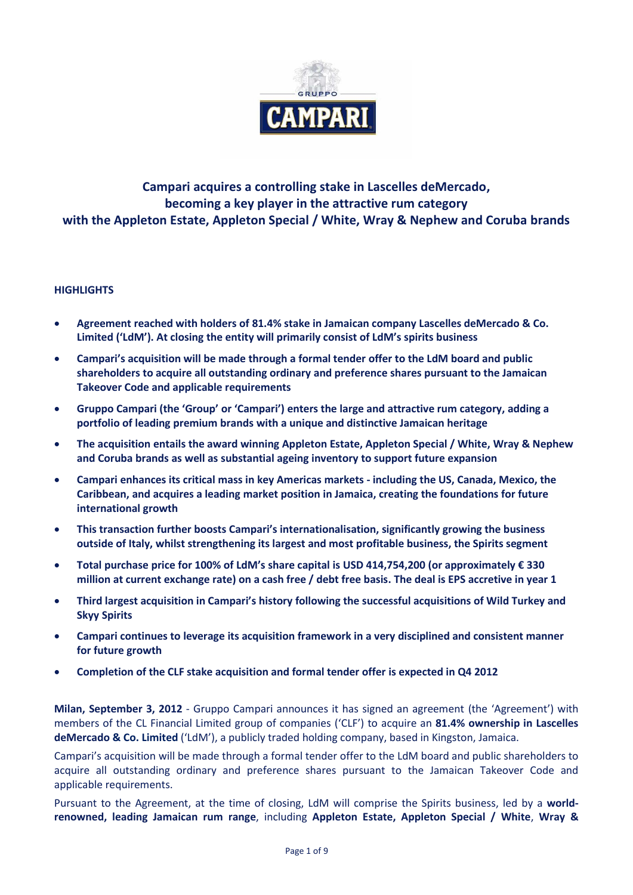# Campari acquires a controlling stake in Lascelles deMercado, becoming a key player in the attractive rum category with the Appleton Estate, Appleton Special / White, Wray & Nephew and Coruba brands

## HIGHLIGHTS

- **Agreement reached with holders of 81.4% stake in Jamaican company Lascelles deMercado & Co. Limited ('LdM'). At closing the entity will primarily consist of LdM's spirits business**
- **Campari's acquisition will be made through a formal tender offer to the LdM board and public shareholders to acquire all outstanding ordinary and preference shares pursuant to the Jamaican Takeover Code and applicable requirements**
- **Gruppo Campari (the 'Group' or 'Campari') enters the large and attractive rum category, adding a portfolio of leading premium brands with a unique and distinctive Jamaican heritage**
- **The acquisition entails the award winning Appleton Estate, Appleton Special / White, Wray & Nephew and Coruba brands as well as substantial ageing inventory to support future expansion**
- **Campari enhances its critical mass in key Americas markets - including the US, Canada, Mexico, the Caribbean, and acquires a leading market position in Jamaica, creating the foundations for future international growth**
- **This transaction further boosts Campari's internationalisation, significantly growing the business outside of Italy, whilst strengthening its largest and most profitable business, the Spirits segment**
- **Total purchase price for 100% of LdM's share capital is USD 414,754,200 (or approximately € 330 million at current exchange rate) on a cash free / debt free basis. The deal is EPS accretive in year 1**
- **Third largest acquisition in Campari's history following the successful acquisitions of Wild Turkey and Skyy Spirits**
- **Campari continues to leverage its acquisition framework in a very disciplined and consistent manner for future growth**
- **Completion of the CLF stake acquisition and formal tender offer is expected in Q4 2012**

**Milan, September 3, 2012** - Gruppo Campari announces it has signed an agreement (the 'Agreement') with members of the CL Financial Limited group of companies ('CLF') to acquire an **81.4% ownership in Lascelles deMercado & Co. Limited** ('LdM'), a publicly traded holding company, based in Kingston, Jamaica.

Campari's acquisition will be made through a formal tender offer to the LdM board and public shareholders to acquire all outstanding ordinary and preference shares pursuant to the Jamaican Takeover Code and applicable requirements.

Pursuant to the Agreement, at the time of closing, LdM will comprise the Spirits business, led by a **world-renowned, leading Jamaican rum range**, including **Appleton Estate, Appleton Special / White**, **Wray &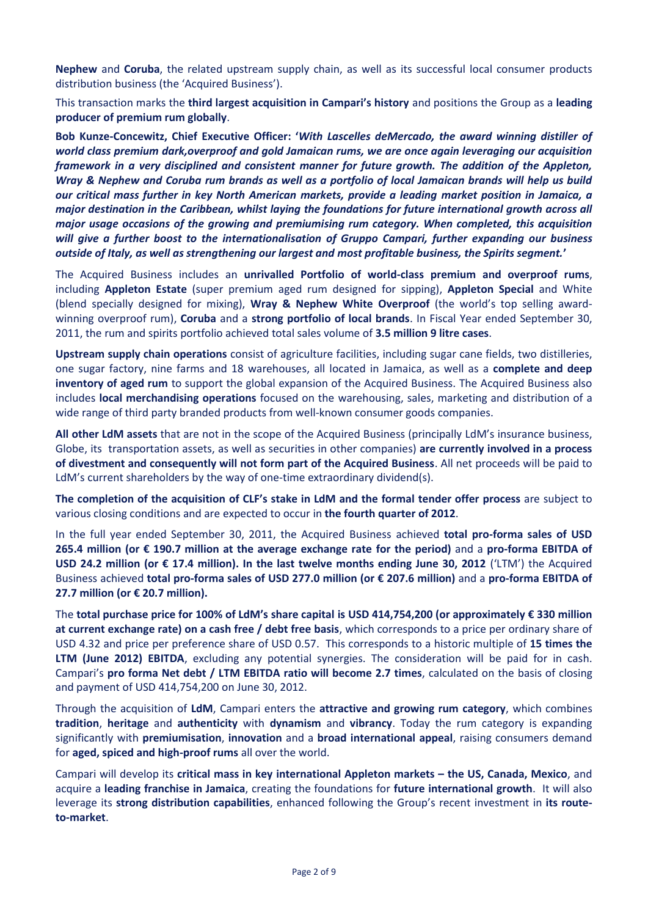**Nephew** and **Coruba**, the related upstream supply chain, as well as its successful local consumer products distribution business (the 'Acquired Business').

This transaction marks the **third largest acquisition in Campari's history** and positions the Group as a **leading producer of premium rum globally**.

**Bob Kunze-Concewitz, Chief Executive Officer: '*With Lascelles deMercado, the award winning distiller of world class premium dark,overproof and gold Jamaican rums, we are once again leveraging our acquisition framework in a very disciplined and consistent manner for future growth. The addition of the Appleton, Wray & Nephew and Coruba rum brands as well as a portfolio of local Jamaican brands will help us build our critical mass further in key North American markets, provide a leading market position in Jamaica, a major destination in the Caribbean, whilst laying the foundations for future international growth across all major usage occasions of the growing and premiumising rum category. When completed, this acquisition will give a further boost to the internationalisation of Gruppo Campari, further expanding our business outside of Italy, as well as strengthening our largest and most profitable business, the Spirits segment.*'**

The Acquired Business includes an **unrivalled Portfolio of world-class premium and overproof rums**, including **Appleton Estate** (super premium aged rum designed for sipping), **Appleton Special** and White (blend specially designed for mixing), **Wray & Nephew White Overproof** (the world's top selling award-winning overproof rum), **Coruba** and a **strong portfolio of local brands**. In Fiscal Year ended September 30, 2011, the rum and spirits portfolio achieved total sales volume of **3.5 million 9 litre cases**.

**Upstream supply chain operations** consist of agriculture facilities, including sugar cane fields, two distilleries, one sugar factory, nine farms and 18 warehouses, all located in Jamaica, as well as a **complete and deep inventory of aged rum** to support the global expansion of the Acquired Business. The Acquired Business also includes **local merchandising operations** focused on the warehousing, sales, marketing and distribution of a wide range of third party branded products from well-known consumer goods companies.

**All other LdM assets** that are not in the scope of the Acquired Business (principally LdM's insurance business, Globe, its transportation assets, as well as securities in other companies) **are currently involved in a process of divestment and consequently will not form part of the Acquired Business**. All net proceeds will be paid to LdM's current shareholders by the way of one-time extraordinary dividend(s).

**The completion of the acquisition of CLF's stake in LdM and the formal tender offer process** are subject to various closing conditions and are expected to occur in **the fourth quarter of 2012**.

In the full year ended September 30, 2011, the Acquired Business achieved **total pro-forma sales of USD 265.4 million (or € 190.7 million at the average exchange rate for the period)** and a **pro-forma EBITDA of USD 24.2 million (or € 17.4 million). In the last twelve months ending June 30, 2012** ('LTM') the Acquired Business achieved **total pro-forma sales of USD 277.0 million (or € 207.6 million)** and a **pro-forma EBITDA of 27.7 million (or € 20.7 million).**

The **total purchase price for 100% of LdM's share capital is USD 414,754,200 (or approximately € 330 million at current exchange rate) on a cash free / debt free basis**, which corresponds to a price per ordinary share of USD 4.32 and price per preference share of USD 0.57. This corresponds to a historic multiple of **15 times the LTM (June 2012) EBITDA**, excluding any potential synergies. The consideration will be paid for in cash. Campari's **pro forma Net debt / LTM EBITDA ratio will become 2.7 times**, calculated on the basis of closing and payment of USD 414,754,200 on June 30, 2012.

Through the acquisition of **LdM**, Campari enters the **attractive and growing rum category**, which combines **tradition**, **heritage** and **authenticity** with **dynamism** and **vibrancy**. Today the rum category is expanding significantly with **premiumisation**, **innovation** and a **broad international appeal**, raising consumers demand for **aged, spiced and high-proof rums** all over the world.

Campari will develop its **critical mass in key international Appleton markets – the US, Canada, Mexico**, and acquire a **leading franchise in Jamaica**, creating the foundations for **future international growth**. It will also leverage its **strong distribution capabilities**, enhanced following the Group's recent investment in **its route-to-market**.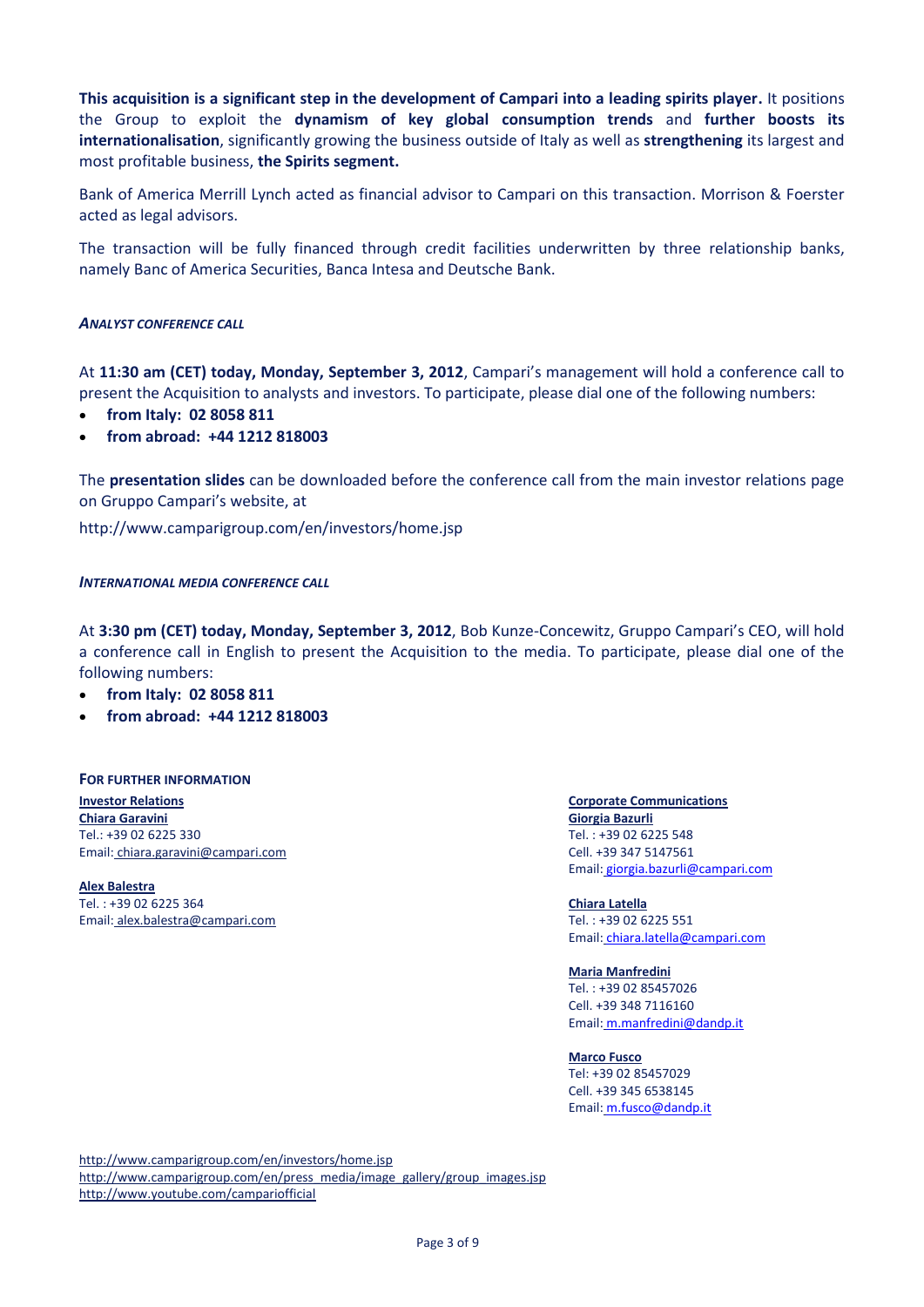**This acquisition is a significant step in the development of Campari into a leading spirits player.** It positions the Group to exploit the **dynamism of key global consumption trends** and **further boosts its internationalisation**, significantly growing the business outside of Italy as well as **strengthening** its largest and most profitable business, **the Spirits segment.**

Bank of America Merrill Lynch acted as financial advisor to Campari on this transaction. Morrison & Foerster acted as legal advisors.

The transaction will be fully financed through credit facilities underwritten by three relationship banks, namely Banc of America Securities, Banca Intesa and Deutsche Bank.

***ANALYST CONFERENCE CALL***

At **11:30 am (CET) today, Monday, September 3, 2012**, Campari's management will hold a conference call to present the Acquisition to analysts and investors. To participate, please dial one of the following numbers:

- **from Italy: 02 8058 811**
- **from abroad: +44 1212 818003**

The **presentation slides** can be downloaded before the conference call from the main investor relations page on Gruppo Campari's website, at

http://www.camparigroup.com/en/investors/home.jsp

***INTERNATIONAL MEDIA CONFERENCE CALL***

At **3:30 pm (CET) today, Monday, September 3, 2012**, Bob Kunze-Concewitz, Gruppo Campari's CEO, will hold a conference call in English to present the Acquisition to the media. To participate, please dial one of the following numbers:

- **from Italy: 02 8058 811**
- **from abroad: +44 1212 818003**

**FOR FURTHER INFORMATION**

**Investor Relations**

**Chiara Garavini**
Tel.: +39 02 6225 330
Email: chiara.garavini@campari.com

**Alex Balestra**
Tel. : +39 02 6225 364
Email: alex.balestra@campari.com

**Corporate Communications**

**Giorgia Bazurli**
Tel. : +39 02 6225 548
Cell. +39 347 5147561
Email: giorgia.bazurli@campari.com

**Chiara Latella**
Tel. : +39 02 6225 551
Email: chiara.latella@campari.com

**Maria Manfredini**
Tel. : +39 02 85457026
Cell. +39 348 7116160
Email: m.manfredini@dandp.it

**Marco Fusco**
Tel: +39 02 85457029
Cell. +39 345 6538145
Email: m.fusco@dandp.it

http://www.camparigroup.com/en/investors/home.jsp
http://www.camparigroup.com/en/press_media/image_gallery/group_images.jsp
http://www.youtube.com/campariofficial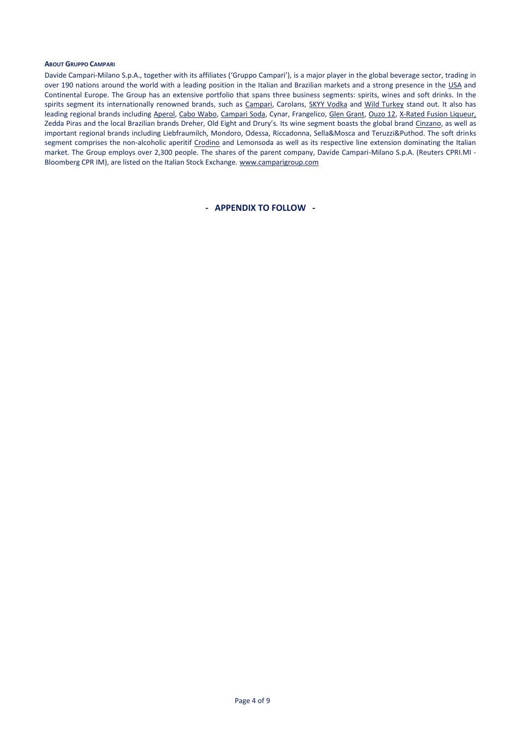**ABOUT GRUPPO CAMPARI**

Davide Campari-Milano S.p.A., together with its affiliates ('Gruppo Campari'), is a major player in the global beverage sector, trading in over 190 nations around the world with a leading position in the Italian and Brazilian markets and a strong presence in the USA and Continental Europe. The Group has an extensive portfolio that spans three business segments: spirits, wines and soft drinks. In the spirits segment its internationally renowned brands, such as Campari, Carolans, SKYY Vodka and Wild Turkey stand out. It also has leading regional brands including Aperol, Cabo Wabo, Campari Soda, Cynar, Frangelico, Glen Grant, Ouzo 12, X-Rated Fusion Liqueur, Zedda Piras and the local Brazilian brands Dreher, Old Eight and Drury's. Its wine segment boasts the global brand Cinzano, as well as important regional brands including Liebfraumilch, Mondoro, Odessa, Riccadonna, Sella&Mosca and Teruzzi&Puthod. The soft drinks segment comprises the non-alcoholic aperitif Crodino and Lemonsoda as well as its respective line extension dominating the Italian market. The Group employs over 2,300 people. The shares of the parent company, Davide Campari-Milano S.p.A. (Reuters CPRI.MI - Bloomberg CPR IM), are listed on the Italian Stock Exchange. www.camparigroup.com

**- APPENDIX TO FOLLOW -**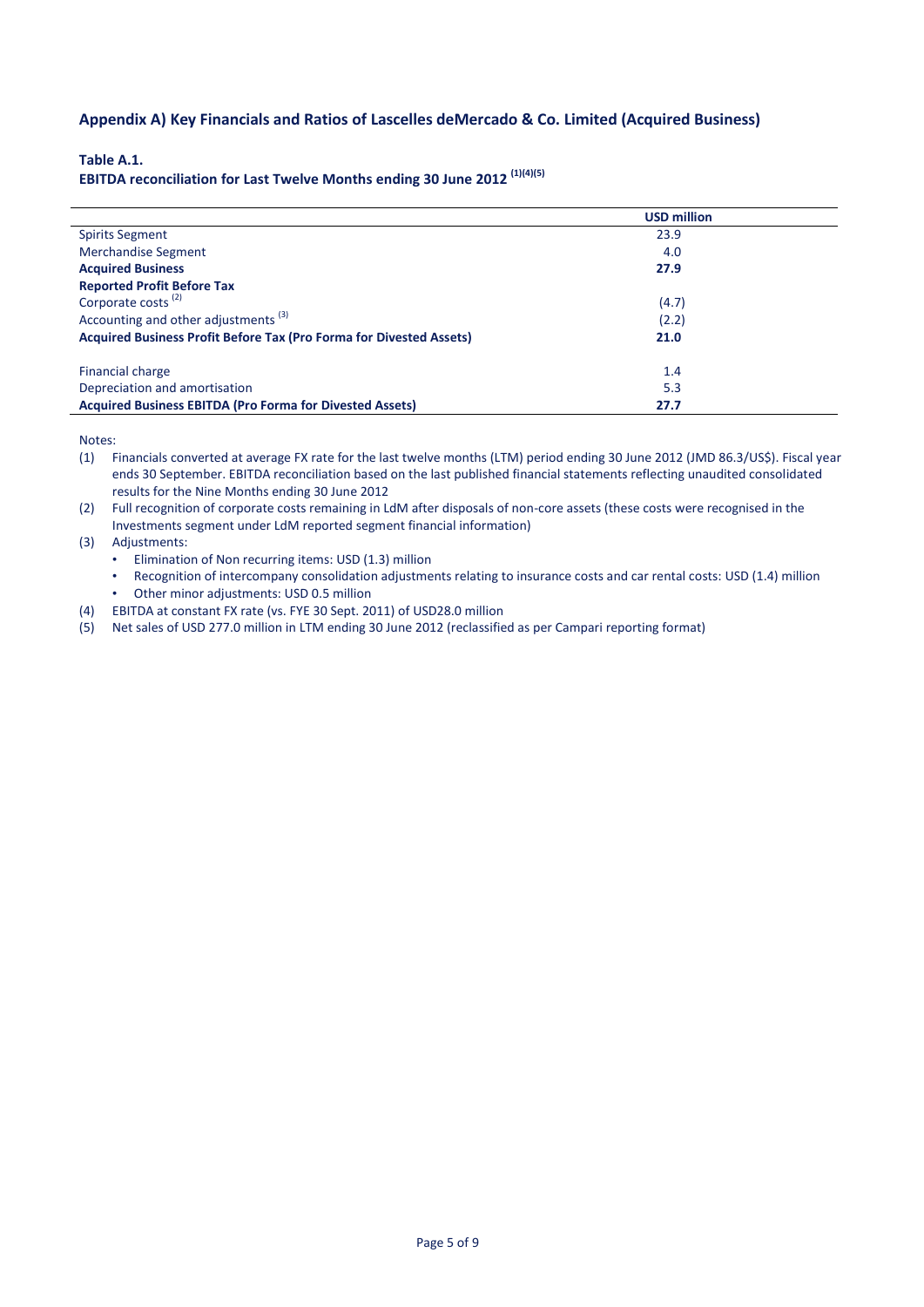## Appendix A) Key Financials and Ratios of Lascelles deMercado & Co. Limited (Acquired Business)

**Table A.1.**

**EBITDA reconciliation for Last Twelve Months ending 30 June 2012 [(1)(4)(5)]**

| | USD million |
|---|---|
| Spirits Segment | 23.9 |
| Merchandise Segment | 4.0 |
| **Acquired Business** | **27.9** |
| **Reported Profit Before Tax** | |
| Corporate costs [(2)] | (4.7) |
| Accounting and other adjustments [(3)] | (2.2) |
| **Acquired Business Profit Before Tax (Pro Forma for Divested Assets)** | **21.0** |
| | |
| Financial charge | 1.4 |
| Depreciation and amortisation | 5.3 |
| **Acquired Business EBITDA (Pro Forma for Divested Assets)** | **27.7** |

Notes:

(1) Financials converted at average FX rate for the last twelve months (LTM) period ending 30 June 2012 (JMD 86.3/US$). Fiscal year ends 30 September. EBITDA reconciliation based on the last published financial statements reflecting unaudited consolidated results for the Nine Months ending 30 June 2012

(2) Full recognition of corporate costs remaining in LdM after disposals of non-core assets (these costs were recognised in the Investments segment under LdM reported segment financial information)

(3) Adjustments:
- Elimination of Non recurring items: USD (1.3) million
- Recognition of intercompany consolidation adjustments relating to insurance costs and car rental costs: USD (1.4) million
- Other minor adjustments: USD 0.5 million

(4) EBITDA at constant FX rate (vs. FYE 30 Sept. 2011) of USD28.0 million

(5) Net sales of USD 277.0 million in LTM ending 30 June 2012 (reclassified as per Campari reporting format)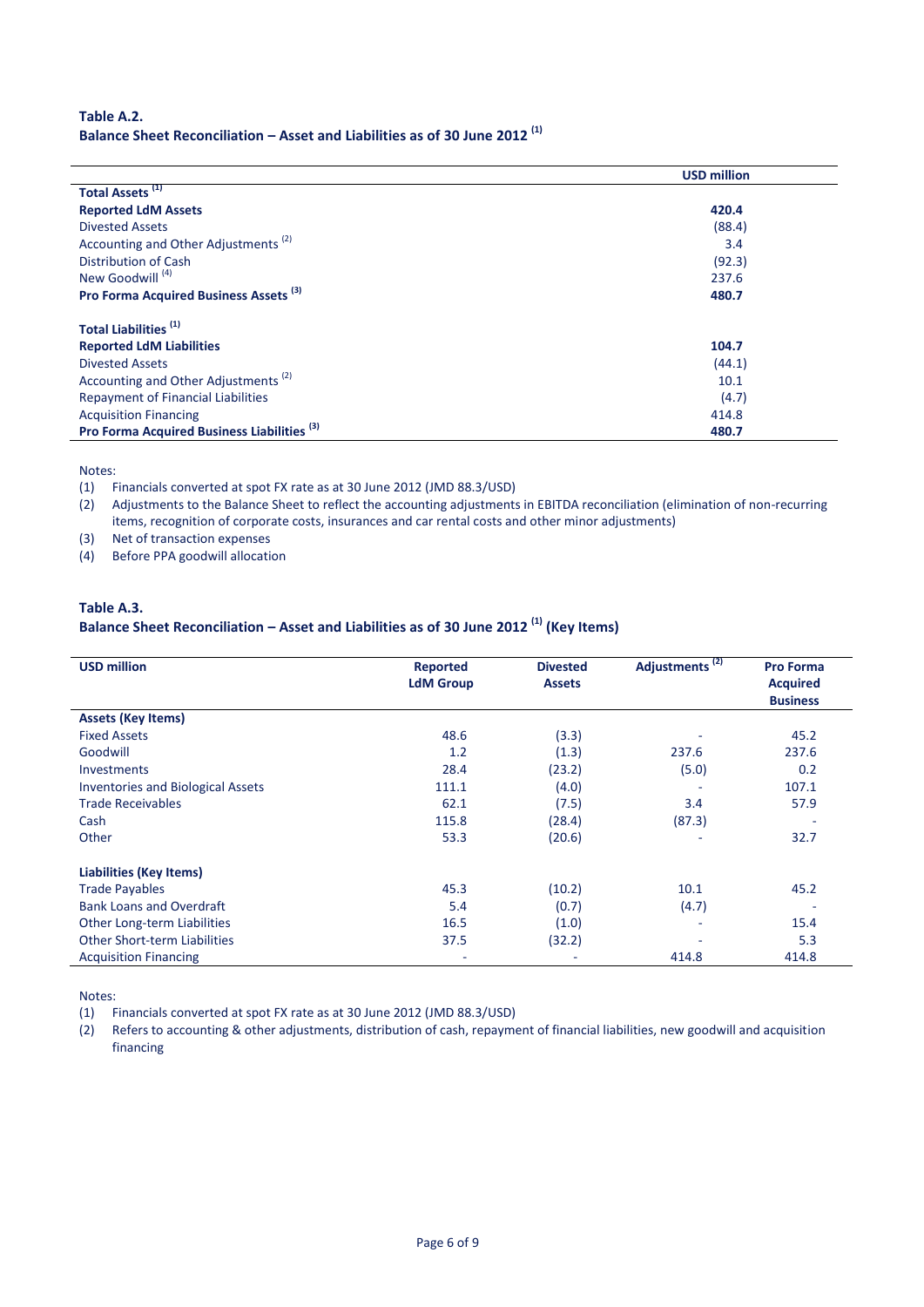### Table A.2.

### Balance Sheet Reconciliation – Asset and Liabilities as of 30 June 2012 [(1)]

| | USD million |
|---|---|
| **Total Assets [(1)]** | |
| **Reported LdM Assets** | **420.4** |
| Divested Assets | (88.4) |
| Accounting and Other Adjustments [(2)] | 3.4 |
| Distribution of Cash | (92.3) |
| New Goodwill [(4)] | 237.6 |
| **Pro Forma Acquired Business Assets [(3)]** | **480.7** |
| | |
| **Total Liabilities [(1)]** | |
| **Reported LdM Liabilities** | **104.7** |
| Divested Assets | (44.1) |
| Accounting and Other Adjustments [(2)] | 10.1 |
| Repayment of Financial Liabilities | (4.7) |
| Acquisition Financing | 414.8 |
| **Pro Forma Acquired Business Liabilities [(3)]** | **480.7** |

Notes:

(1) Financials converted at spot FX rate as at 30 June 2012 (JMD 88.3/USD)

(2) Adjustments to the Balance Sheet to reflect the accounting adjustments in EBITDA reconciliation (elimination of non-recurring items, recognition of corporate costs, insurances and car rental costs and other minor adjustments)

(3) Net of transaction expenses

(4) Before PPA goodwill allocation

### Table A.3.

### Balance Sheet Reconciliation – Asset and Liabilities as of 30 June 2012 [(1)] (Key Items)

| USD million | Reported LdM Group | Divested Assets | Adjustments [(2)] | Pro Forma Acquired Business |
|---|---|---|---|---|
| **Assets (Key Items)** | | | | |
| Fixed Assets | 48.6 | (3.3) | - | 45.2 |
| Goodwill | 1.2 | (1.3) | 237.6 | 237.6 |
| Investments | 28.4 | (23.2) | (5.0) | 0.2 |
| Inventories and Biological Assets | 111.1 | (4.0) | - | 107.1 |
| Trade Receivables | 62.1 | (7.5) | 3.4 | 57.9 |
| Cash | 115.8 | (28.4) | (87.3) | - |
| Other | 53.3 | (20.6) | - | 32.7 |
| | | | | |
| **Liabilities (Key Items)** | | | | |
| Trade Payables | 45.3 | (10.2) | 10.1 | 45.2 |
| Bank Loans and Overdraft | 5.4 | (0.7) | (4.7) | - |
| Other Long-term Liabilities | 16.5 | (1.0) | - | 15.4 |
| Other Short-term Liabilities | 37.5 | (32.2) | - | 5.3 |
| Acquisition Financing | - | - | 414.8 | 414.8 |

Notes:

(1) Financials converted at spot FX rate as at 30 June 2012 (JMD 88.3/USD)

(2) Refers to accounting & other adjustments, distribution of cash, repayment of financial liabilities, new goodwill and acquisition financing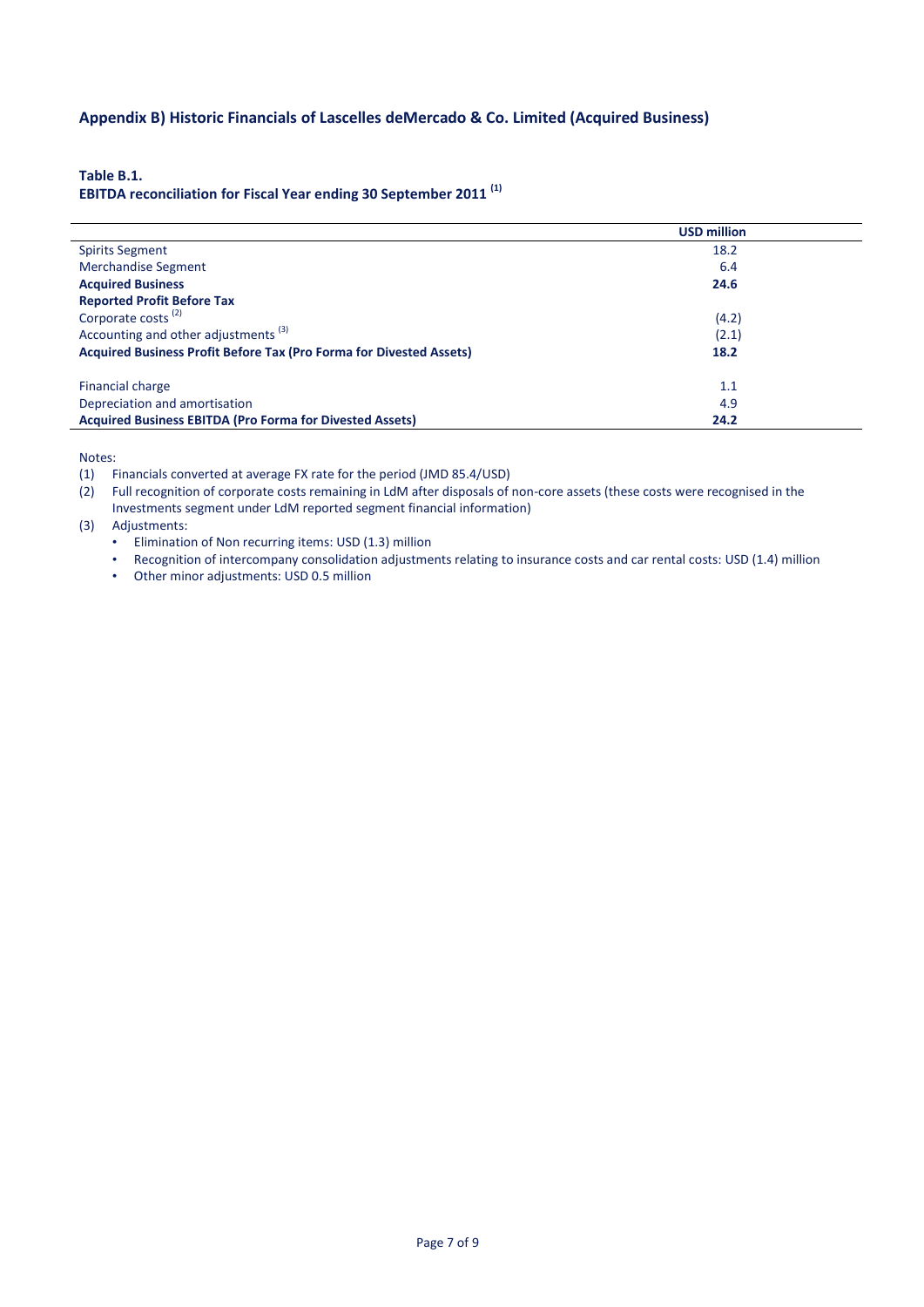## Appendix B) Historic Financials of Lascelles deMercado & Co. Limited (Acquired Business)

**Table B.1.**
**EBITDA reconciliation for Fiscal Year ending 30 September 2011 (1)**

| | USD million |
|---|---|
| Spirits Segment | 18.2 |
| Merchandise Segment | 6.4 |
| **Acquired Business** | **24.6** |
| **Reported Profit Before Tax** | |
| Corporate costs (2) | (4.2) |
| Accounting and other adjustments (3) | (2.1) |
| **Acquired Business Profit Before Tax (Pro Forma for Divested Assets)** | **18.2** |
| | |
| Financial charge | 1.1 |
| Depreciation and amortisation | 4.9 |
| **Acquired Business EBITDA (Pro Forma for Divested Assets)** | **24.2** |

Notes:

(1) Financials converted at average FX rate for the period (JMD 85.4/USD)

(2) Full recognition of corporate costs remaining in LdM after disposals of non-core assets (these costs were recognised in the Investments segment under LdM reported segment financial information)

(3) Adjustments:
- Elimination of Non recurring items: USD (1.3) million
- Recognition of intercompany consolidation adjustments relating to insurance costs and car rental costs: USD (1.4) million
- Other minor adjustments: USD 0.5 million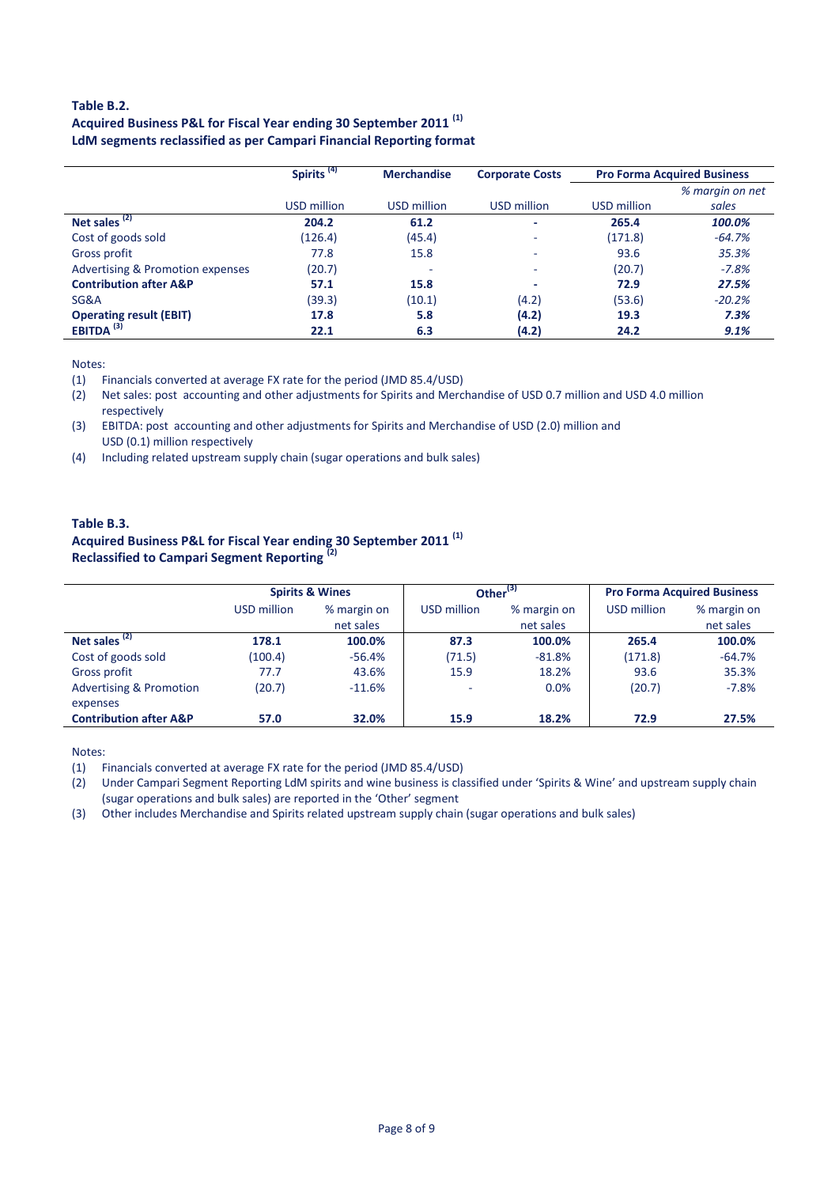**Table B.2.**
**Acquired Business P&L for Fiscal Year ending 30 September 2011 (1)**
**LdM segments reclassified as per Campari Financial Reporting format**

| | Spirits (4) | Merchandise | Corporate Costs | Pro Forma Acquired Business | |
|---|---|---|---|---|---|
| | USD million | USD million | USD million | USD million | *% margin on net sales* |
| **Net sales (2)** | **204.2** | **61.2** | **-** | **265.4** | ***100.0%*** |
| Cost of goods sold | (126.4) | (45.4) | - | (171.8) | *-64.7%* |
| Gross profit | 77.8 | 15.8 | - | 93.6 | *35.3%* |
| Advertising & Promotion expenses | (20.7) | - | - | (20.7) | *-7.8%* |
| **Contribution after A&P** | **57.1** | **15.8** | **-** | **72.9** | ***27.5%*** |
| SG&A | (39.3) | (10.1) | (4.2) | (53.6) | *-20.2%* |
| **Operating result (EBIT)** | **17.8** | **5.8** | **(4.2)** | **19.3** | ***7.3%*** |
| **EBITDA (3)** | **22.1** | **6.3** | **(4.2)** | **24.2** | ***9.1%*** |

Notes:

(1) Financials converted at average FX rate for the period (JMD 85.4/USD)

(2) Net sales: post accounting and other adjustments for Spirits and Merchandise of USD 0.7 million and USD 4.0 million respectively

(3) EBITDA: post accounting and other adjustments for Spirits and Merchandise of USD (2.0) million and USD (0.1) million respectively

(4) Including related upstream supply chain (sugar operations and bulk sales)

**Table B.3.**
**Acquired Business P&L for Fiscal Year ending 30 September 2011 (1)**
**Reclassified to Campari Segment Reporting (2)**

| | Spirits & Wines | | Other (3) | | Pro Forma Acquired Business | |
|---|---|---|---|---|---|---|
| | USD million | % margin on net sales | USD million | % margin on net sales | USD million | % margin on net sales |
| **Net sales (2)** | **178.1** | **100.0%** | **87.3** | **100.0%** | **265.4** | **100.0%** |
| Cost of goods sold | (100.4) | -56.4% | (71.5) | -81.8% | (171.8) | -64.7% |
| Gross profit | 77.7 | 43.6% | 15.9 | 18.2% | 93.6 | 35.3% |
| Advertising & Promotion expenses | (20.7) | -11.6% | - | 0.0% | (20.7) | -7.8% |
| **Contribution after A&P** | **57.0** | **32.0%** | **15.9** | **18.2%** | **72.9** | **27.5%** |

Notes:

(1) Financials converted at average FX rate for the period (JMD 85.4/USD)

(2) Under Campari Segment Reporting LdM spirits and wine business is classified under 'Spirits & Wine' and upstream supply chain (sugar operations and bulk sales) are reported in the 'Other' segment

(3) Other includes Merchandise and Spirits related upstream supply chain (sugar operations and bulk sales)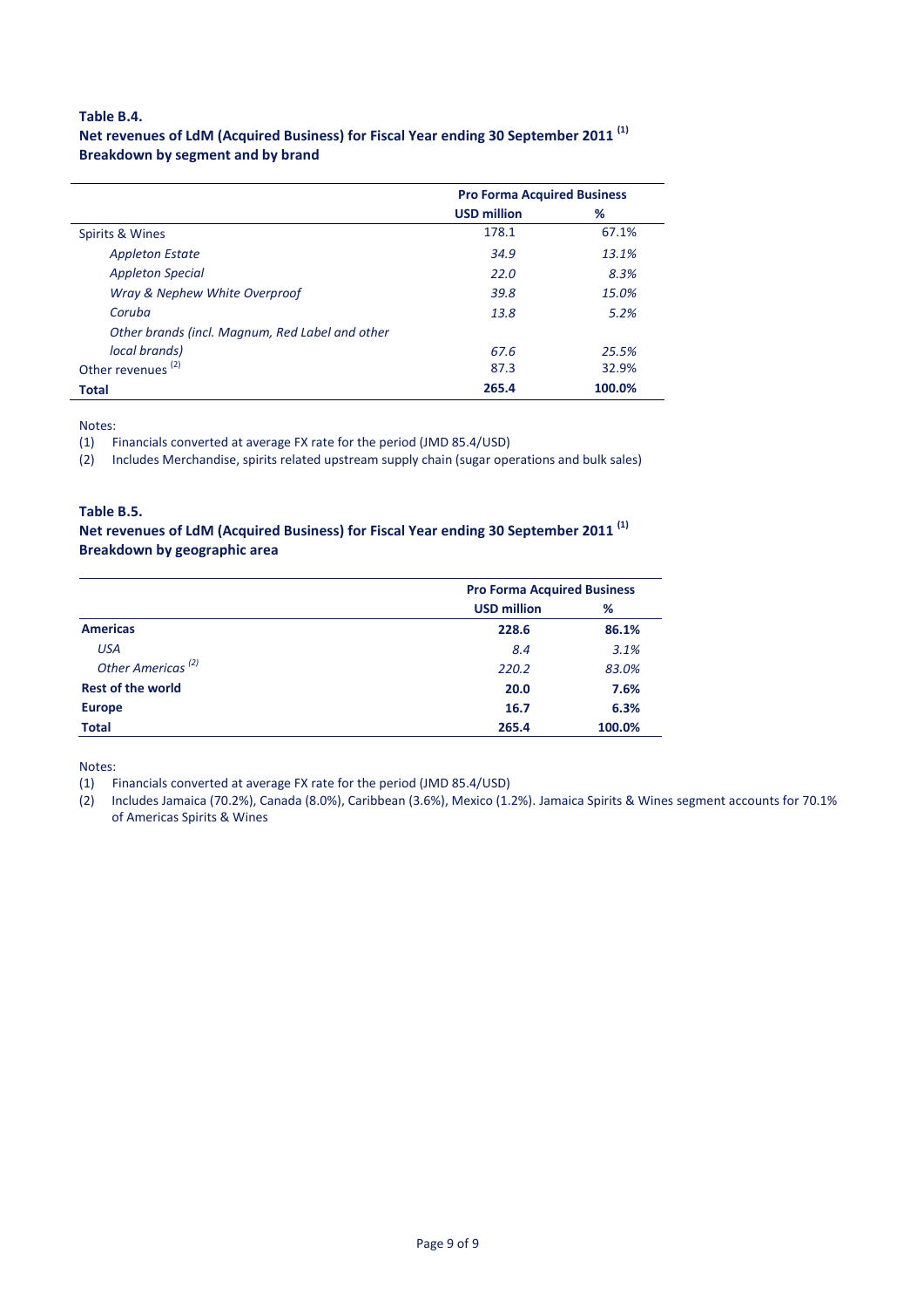**Table B.4.**

**Net revenues of LdM (Acquired Business) for Fiscal Year ending 30 September 2011 (1)**

**Breakdown by segment and by brand**

| | Pro Forma Acquired Business | |
|---|---|---|
| | USD million | % |
| Spirits & Wines | 178.1 | 67.1% |
| *Appleton Estate* | *34.9* | *13.1%* |
| *Appleton Special* | *22.0* | *8.3%* |
| *Wray & Nephew White Overproof* | *39.8* | *15.0%* |
| *Coruba* | *13.8* | *5.2%* |
| *Other brands (incl. Magnum, Red Label and other local brands)* | *67.6* | *25.5%* |
| Other revenues (2) | 87.3 | 32.9% |
| **Total** | **265.4** | **100.0%** |

Notes:

(1) Financials converted at average FX rate for the period (JMD 85.4/USD)

(2) Includes Merchandise, spirits related upstream supply chain (sugar operations and bulk sales)

**Table B.5.**

**Net revenues of LdM (Acquired Business) for Fiscal Year ending 30 September 2011 (1)**

**Breakdown by geographic area**

| | Pro Forma Acquired Business | |
|---|---|---|
| | USD million | % |
| **Americas** | **228.6** | **86.1%** |
| *USA* | *8.4* | *3.1%* |
| *Other Americas (2)* | *220.2* | *83.0%* |
| **Rest of the world** | **20.0** | **7.6%** |
| **Europe** | **16.7** | **6.3%** |
| **Total** | **265.4** | **100.0%** |

Notes:

(1) Financials converted at average FX rate for the period (JMD 85.4/USD)

(2) Includes Jamaica (70.2%), Canada (8.0%), Caribbean (3.6%), Mexico (1.2%). Jamaica Spirits & Wines segment accounts for 70.1% of Americas Spirits & Wines